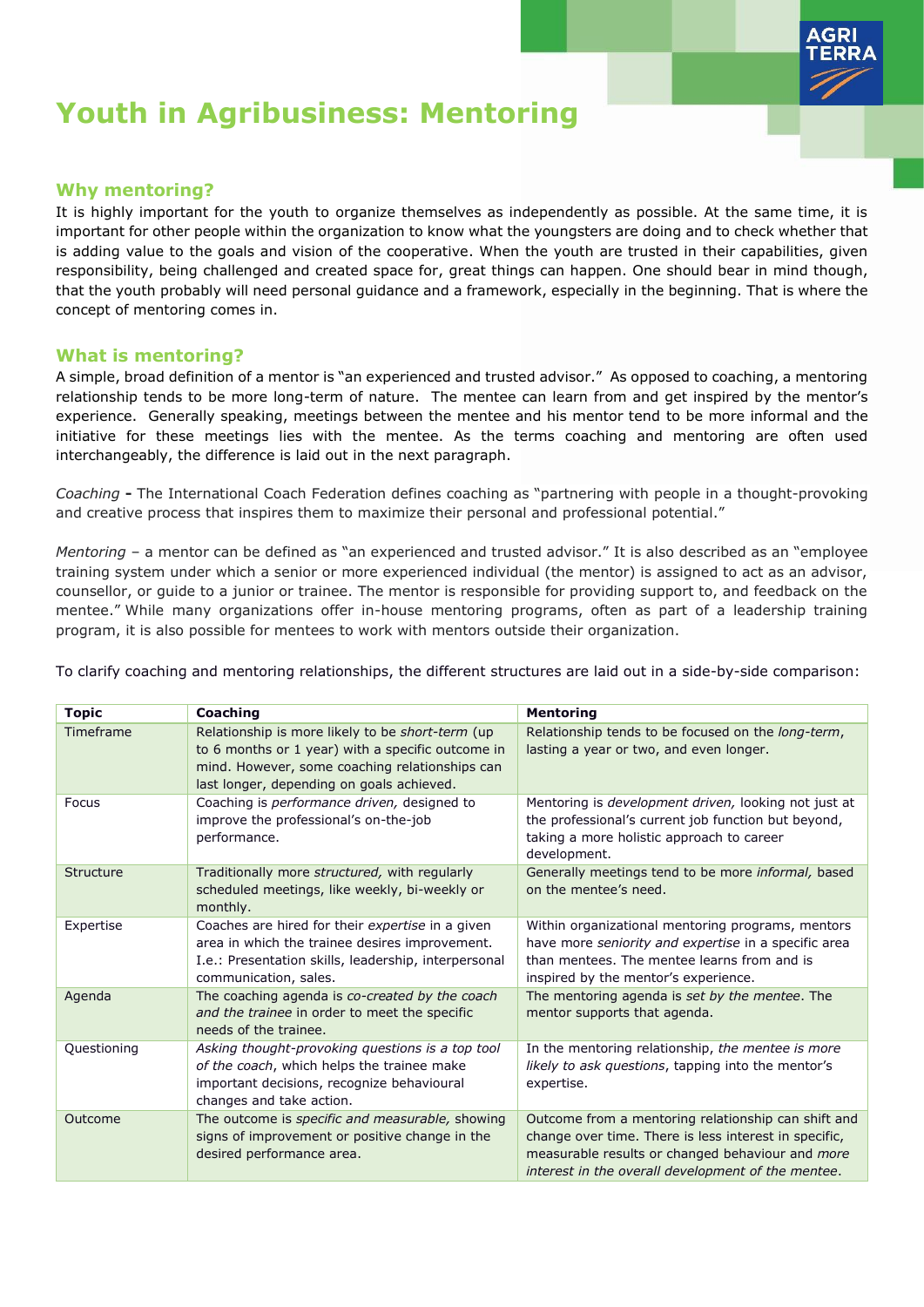# Youth in Agribusiness: Mentoring

## Why mentoring?

It is highly important for the youth to organize themselves as independently as possible. At the same time, it is important for other people within the organization to know what the youngsters are doing and to check whether that is adding value to the goals and vision of the cooperative. When the youth are trusted in their capabilities, given responsibility, being challenged and created space for, great things can happen. One should bear in mind though, that the youth probably will need personal guidance and a framework, especially in the beginning. That is where the concept of mentoring comes in.

## What is mentoring?

A simple, broad definition of a mentor is "an experienced and trusted advisor." As opposed to coaching, a mentoring relationship tends to be more long-term of nature. The mentee can learn from and get inspired by the mentor's experience. Generally speaking, meetings between the mentee and his mentor tend to be more informal and the initiative for these meetings lies with the mentee. As the terms coaching and mentoring are often used interchangeably, the difference is laid out in the next paragraph.

*Coaching* **-** The International Coach Federation defines coaching as "partnering with people in a thought-provoking and creative process that inspires them to maximize their personal and professional potential."

*Mentoring* – a mentor can be defined as "an experienced and trusted advisor." It is also described as an "employee training system under which a senior or more experienced individual (the mentor) is assigned to act as an advisor, counsellor, or guide to a junior or trainee. The mentor is responsible for providing support to, and feedback on the mentee." While many organizations offer in-house mentoring programs, often as part of a leadership training program, it is also possible for mentees to work with mentors outside their organization.

To clarify coaching and mentoring relationships, the different structures are laid out in a side-by-side comparison:

| Topic | Coaching | Mentoring |
|---|---|---|
| Timeframe | Relationship is more likely to be *short-term* (up to 6 months or 1 year) with a specific outcome in mind. However, some coaching relationships can last longer, depending on goals achieved. | Relationship tends to be focused on the *long-term*, lasting a year or two, and even longer. |
| Focus | Coaching is *performance driven,* designed to improve the professional's on-the-job performance. | Mentoring is *development driven,* looking not just at the professional's current job function but beyond, taking a more holistic approach to career development. |
| Structure | Traditionally more *structured,* with regularly scheduled meetings, like weekly, bi-weekly or monthly. | Generally meetings tend to be more *informal,* based on the mentee's need. |
| Expertise | Coaches are hired for their *expertise* in a given area in which the trainee desires improvement. I.e.: Presentation skills, leadership, interpersonal communication, sales. | Within organizational mentoring programs, mentors have more *seniority and expertise* in a specific area than mentees. The mentee learns from and is inspired by the mentor's experience. |
| Agenda | The coaching agenda is *co-created by the coach and the trainee* in order to meet the specific needs of the trainee. | The mentoring agenda is *set by the mentee*. The mentor supports that agenda. |
| Questioning | *Asking thought-provoking questions is a top tool of the coach*, which helps the trainee make important decisions, recognize behavioural changes and take action. | In the mentoring relationship, *the mentee is more likely to ask questions*, tapping into the mentor's expertise. |
| Outcome | The outcome is *specific and measurable,* showing signs of improvement or positive change in the desired performance area. | Outcome from a mentoring relationship can shift and change over time. There is less interest in specific, measurable results or changed behaviour and *more interest in the overall development of the mentee*. |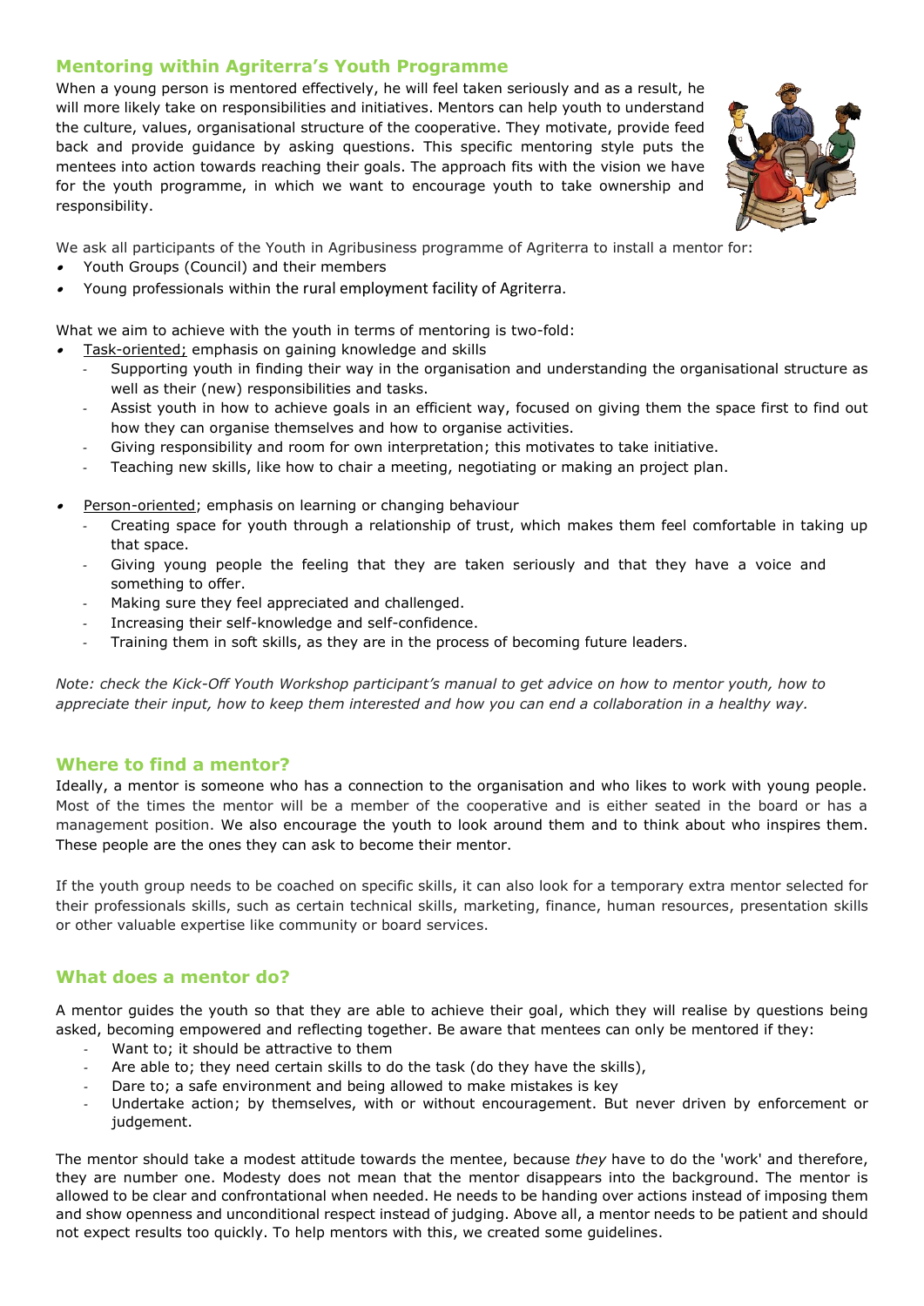## Mentoring within Agriterra's Youth Programme

When a young person is mentored effectively, he will feel taken seriously and as a result, he will more likely take on responsibilities and initiatives. Mentors can help youth to understand the culture, values, organisational structure of the cooperative. They motivate, provide feed back and provide guidance by asking questions. This specific mentoring style puts the mentees into action towards reaching their goals. The approach fits with the vision we have for the youth programme, in which we want to encourage youth to take ownership and responsibility.

We ask all participants of the Youth in Agribusiness programme of Agriterra to install a mentor for:

- Youth Groups (Council) and their members
- Young professionals within the rural employment facility of Agriterra.

What we aim to achieve with the youth in terms of mentoring is two-fold:

- Task-oriented; emphasis on gaining knowledge and skills
  - Supporting youth in finding their way in the organisation and understanding the organisational structure as well as their (new) responsibilities and tasks.
  - Assist youth in how to achieve goals in an efficient way, focused on giving them the space first to find out how they can organise themselves and how to organise activities.
  - Giving responsibility and room for own interpretation; this motivates to take initiative.
  - Teaching new skills, like how to chair a meeting, negotiating or making an project plan.

- Person-oriented; emphasis on learning or changing behaviour
  - Creating space for youth through a relationship of trust, which makes them feel comfortable in taking up that space.
  - Giving young people the feeling that they are taken seriously and that they have a voice and something to offer.
  - Making sure they feel appreciated and challenged.
  - Increasing their self-knowledge and self-confidence.
  - Training them in soft skills, as they are in the process of becoming future leaders.

*Note: check the Kick-Off Youth Workshop participant's manual to get advice on how to mentor youth, how to appreciate their input, how to keep them interested and how you can end a collaboration in a healthy way.*

## Where to find a mentor?

Ideally, a mentor is someone who has a connection to the organisation and who likes to work with young people. Most of the times the mentor will be a member of the cooperative and is either seated in the board or has a management position. We also encourage the youth to look around them and to think about who inspires them. These people are the ones they can ask to become their mentor.

If the youth group needs to be coached on specific skills, it can also look for a temporary extra mentor selected for their professionals skills, such as certain technical skills, marketing, finance, human resources, presentation skills or other valuable expertise like community or board services.

## What does a mentor do?

A mentor guides the youth so that they are able to achieve their goal, which they will realise by questions being asked, becoming empowered and reflecting together. Be aware that mentees can only be mentored if they:

- Want to; it should be attractive to them
- Are able to; they need certain skills to do the task (do they have the skills),
- Dare to; a safe environment and being allowed to make mistakes is key
- Undertake action; by themselves, with or without encouragement. But never driven by enforcement or judgement.

The mentor should take a modest attitude towards the mentee, because *they* have to do the 'work' and therefore, they are number one. Modesty does not mean that the mentor disappears into the background. The mentor is allowed to be clear and confrontational when needed. He needs to be handing over actions instead of imposing them and show openness and unconditional respect instead of judging. Above all, a mentor needs to be patient and should not expect results too quickly. To help mentors with this, we created some guidelines.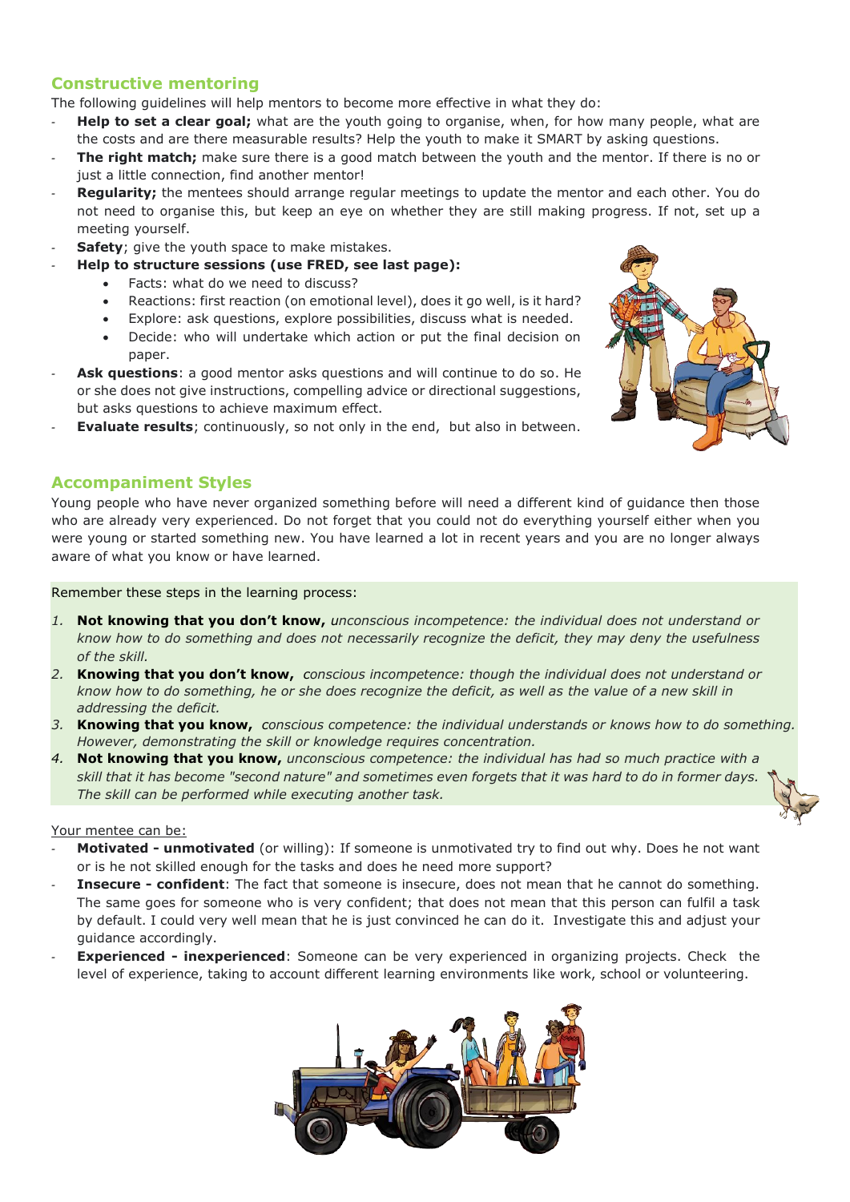## Constructive mentoring

The following guidelines will help mentors to become more effective in what they do:

- **Help to set a clear goal;** what are the youth going to organise, when, for how many people, what are the costs and are there measurable results? Help the youth to make it SMART by asking questions.
- **The right match;** make sure there is a good match between the youth and the mentor. If there is no or just a little connection, find another mentor!
- **Regularity;** the mentees should arrange regular meetings to update the mentor and each other. You do not need to organise this, but keep an eye on whether they are still making progress. If not, set up a meeting yourself.
- **Safety**; give the youth space to make mistakes.
- **Help to structure sessions (use FRED, see last page):**
  - Facts: what do we need to discuss?
  - Reactions: first reaction (on emotional level), does it go well, is it hard?
  - Explore: ask questions, explore possibilities, discuss what is needed.
  - Decide: who will undertake which action or put the final decision on paper.
- **Ask questions**: a good mentor asks questions and will continue to do so. He or she does not give instructions, compelling advice or directional suggestions, but asks questions to achieve maximum effect.
- **Evaluate results**; continuously, so not only in the end, but also in between.

## Accompaniment Styles

Young people who have never organized something before will need a different kind of guidance then those who are already very experienced. Do not forget that you could not do everything yourself either when you were young or started something new. You have learned a lot in recent years and you are no longer always aware of what you know or have learned.

Remember these steps in the learning process:

1. **Not knowing that you don't know,** *unconscious incompetence: the individual does not understand or know how to do something and does not necessarily recognize the deficit, they may deny the usefulness of the skill.*
2. **Knowing that you don't know,** *conscious incompetence: though the individual does not understand or know how to do something, he or she does recognize the deficit, as well as the value of a new skill in addressing the deficit.*
3. **Knowing that you know,** *conscious competence: the individual understands or knows how to do something. However, demonstrating the skill or knowledge requires concentration.*
4. **Not knowing that you know,** *unconscious competence: the individual has had so much practice with a skill that it has become "second nature" and sometimes even forgets that it was hard to do in former days. The skill can be performed while executing another task.*

Your mentee can be:

- **Motivated - unmotivated** (or willing): If someone is unmotivated try to find out why. Does he not want or is he not skilled enough for the tasks and does he need more support?
- **Insecure - confident**: The fact that someone is insecure, does not mean that he cannot do something. The same goes for someone who is very confident; that does not mean that this person can fulfil a task by default. I could very well mean that he is just convinced he can do it. Investigate this and adjust your guidance accordingly.
- **Experienced - inexperienced**: Someone can be very experienced in organizing projects. Check the level of experience, taking to account different learning environments like work, school or volunteering.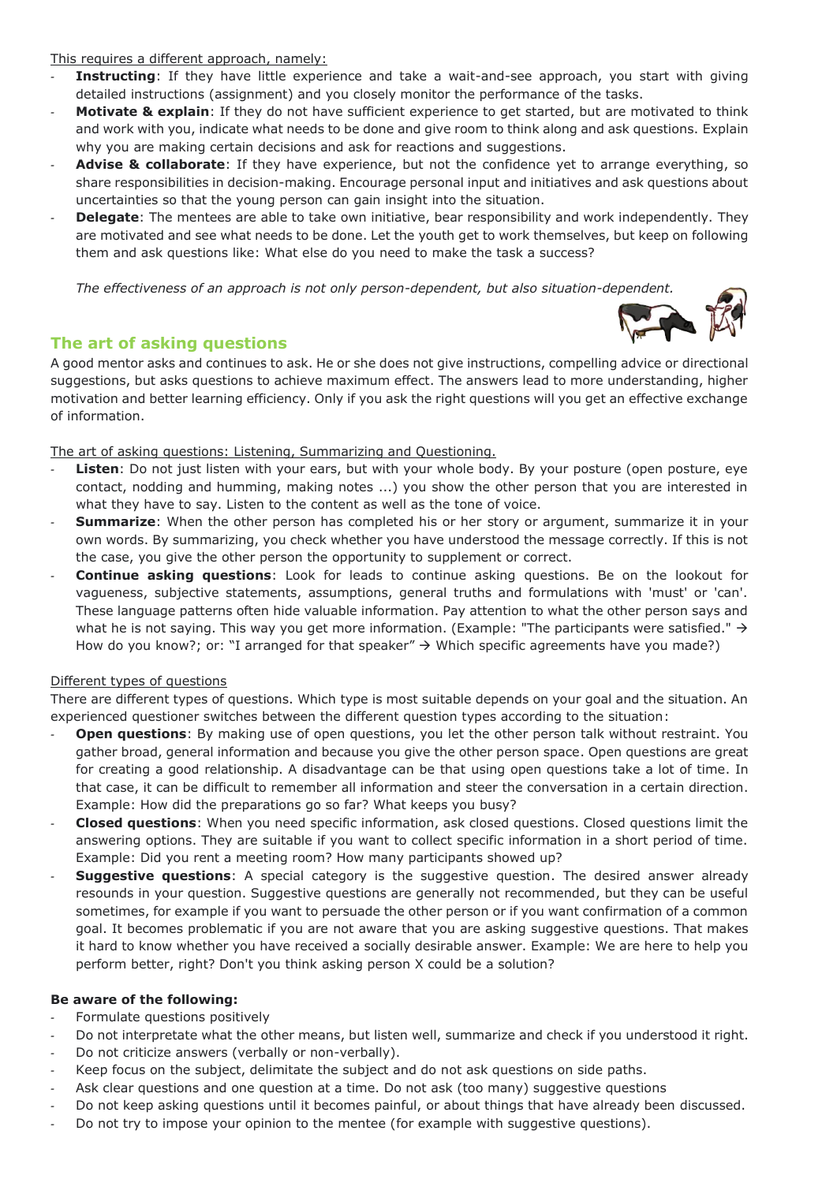This requires a different approach, namely:

- **Instructing**: If they have little experience and take a wait-and-see approach, you start with giving detailed instructions (assignment) and you closely monitor the performance of the tasks.
- **Motivate & explain**: If they do not have sufficient experience to get started, but are motivated to think and work with you, indicate what needs to be done and give room to think along and ask questions. Explain why you are making certain decisions and ask for reactions and suggestions.
- **Advise & collaborate**: If they have experience, but not the confidence yet to arrange everything, so share responsibilities in decision-making. Encourage personal input and initiatives and ask questions about uncertainties so that the young person can gain insight into the situation.
- **Delegate**: The mentees are able to take own initiative, bear responsibility and work independently. They are motivated and see what needs to be done. Let the youth get to work themselves, but keep on following them and ask questions like: What else do you need to make the task a success?

*The effectiveness of an approach is not only person-dependent, but also situation-dependent.*

## The art of asking questions

A good mentor asks and continues to ask. He or she does not give instructions, compelling advice or directional suggestions, but asks questions to achieve maximum effect. The answers lead to more understanding, higher motivation and better learning efficiency. Only if you ask the right questions will you get an effective exchange of information.

The art of asking questions: Listening, Summarizing and Questioning.

- **Listen**: Do not just listen with your ears, but with your whole body. By your posture (open posture, eye contact, nodding and humming, making notes ...) you show the other person that you are interested in what they have to say. Listen to the content as well as the tone of voice.
- **Summarize**: When the other person has completed his or her story or argument, summarize it in your own words. By summarizing, you check whether you have understood the message correctly. If this is not the case, you give the other person the opportunity to supplement or correct.
- **Continue asking questions**: Look for leads to continue asking questions. Be on the lookout for vagueness, subjective statements, assumptions, general truths and formulations with 'must' or 'can'. These language patterns often hide valuable information. Pay attention to what the other person says and what he is not saying. This way you get more information. (Example: "The participants were satisfied." → How do you know?; or: "I arranged for that speaker" → Which specific agreements have you made?)

Different types of questions

There are different types of questions. Which type is most suitable depends on your goal and the situation. An experienced questioner switches between the different question types according to the situation:

- **Open questions**: By making use of open questions, you let the other person talk without restraint. You gather broad, general information and because you give the other person space. Open questions are great for creating a good relationship. A disadvantage can be that using open questions take a lot of time. In that case, it can be difficult to remember all information and steer the conversation in a certain direction. Example: How did the preparations go so far? What keeps you busy?
- **Closed questions**: When you need specific information, ask closed questions. Closed questions limit the answering options. They are suitable if you want to collect specific information in a short period of time. Example: Did you rent a meeting room? How many participants showed up?
- **Suggestive questions**: A special category is the suggestive question. The desired answer already resounds in your question. Suggestive questions are generally not recommended, but they can be useful sometimes, for example if you want to persuade the other person or if you want confirmation of a common goal. It becomes problematic if you are not aware that you are asking suggestive questions. That makes it hard to know whether you have received a socially desirable answer. Example: We are here to help you perform better, right? Don't you think asking person X could be a solution?

**Be aware of the following:**

- Formulate questions positively
- Do not interpretate what the other means, but listen well, summarize and check if you understood it right.
- Do not criticize answers (verbally or non-verbally).
- Keep focus on the subject, delimitate the subject and do not ask questions on side paths.
- Ask clear questions and one question at a time. Do not ask (too many) suggestive questions
- Do not keep asking questions until it becomes painful, or about things that have already been discussed.
- Do not try to impose your opinion to the mentee (for example with suggestive questions).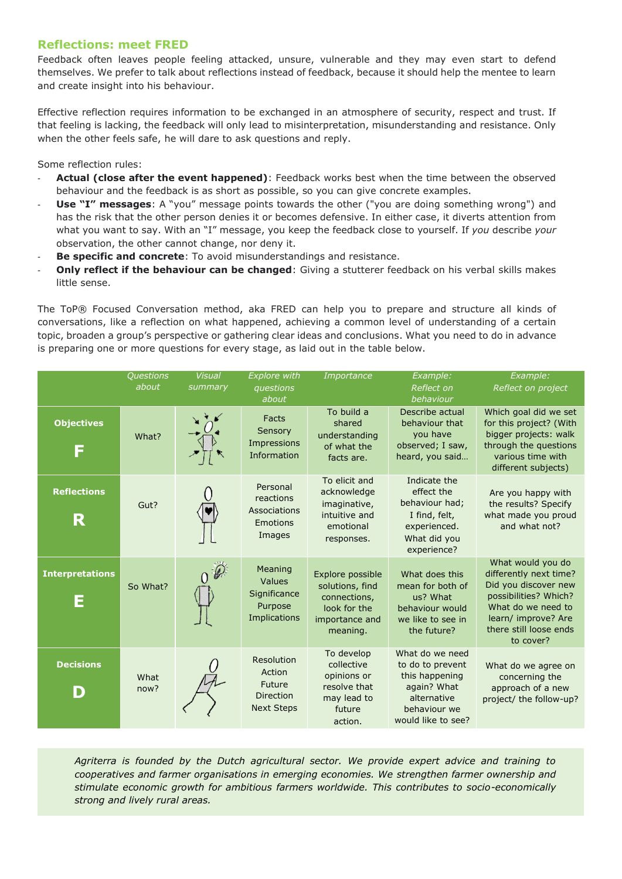## Reflections: meet FRED

Feedback often leaves people feeling attacked, unsure, vulnerable and they may even start to defend themselves. We prefer to talk about reflections instead of feedback, because it should help the mentee to learn and create insight into his behaviour.

Effective reflection requires information to be exchanged in an atmosphere of security, respect and trust. If that feeling is lacking, the feedback will only lead to misinterpretation, misunderstanding and resistance. Only when the other feels safe, he will dare to ask questions and reply.

Some reflection rules:

- **Actual (close after the event happened)**: Feedback works best when the time between the observed behaviour and the feedback is as short as possible, so you can give concrete examples.
- **Use "I" messages**: A "you" message points towards the other ("you are doing something wrong") and has the risk that the other person denies it or becomes defensive. In either case, it diverts attention from what you want to say. With an "I" message, you keep the feedback close to yourself. If *you* describe *your* observation, the other cannot change, nor deny it.
- **Be specific and concrete**: To avoid misunderstandings and resistance.
- **Only reflect if the behaviour can be changed**: Giving a stutterer feedback on his verbal skills makes little sense.

The ToP® Focused Conversation method, aka FRED can help you to prepare and structure all kinds of conversations, like a reflection on what happened, achieving a common level of understanding of a certain topic, broaden a group's perspective or gathering clear ideas and conclusions. What you need to do in advance is preparing one or more questions for every stage, as laid out in the table below.

| | *Questions about* | *Visual summary* | *Explore with questions about* | *Importance* | *Example: Reflect on behaviour* | *Example: Reflect on project* |
|---|---|---|---|---|---|---|
| **Objectives F** | What? | | Facts Sensory Impressions Information | To build a shared understanding of what the facts are. | Describe actual behaviour that you have observed; I saw, heard, you said… | Which goal did we set for this project? (With bigger projects: walk through the questions various time with different subjects) |
| **Reflections R** | Gut? | | Personal reactions Associations Emotions Images | To elicit and acknowledge imaginative, intuitive and emotional responses. | Indicate the effect the behaviour had; I find, felt, experienced. What did you experience? | Are you happy with the results? Specify what made you proud and what not? |
| **Interpretations E** | So What? | | Meaning Values Significance Purpose Implications | Explore possible solutions, find connections, look for the importance and meaning. | What does this mean for both of us? What behaviour would we like to see in the future? | What would you do differently next time? Did you discover new possibilities? Which? What do we need to learn/ improve? Are there still loose ends to cover? |
| **Decisions D** | What now? | | Resolution Action Future Direction Next Steps | To develop collective opinions or resolve that may lead to future action. | What do we need to do to prevent this happening again? What alternative behaviour we would like to see? | What do we agree on concerning the approach of a new project/ the follow-up? |

*Agriterra is founded by the Dutch agricultural sector. We provide expert advice and training to cooperatives and farmer organisations in emerging economies. We strengthen farmer ownership and stimulate economic growth for ambitious farmers worldwide. This contributes to socio-economically strong and lively rural areas.*